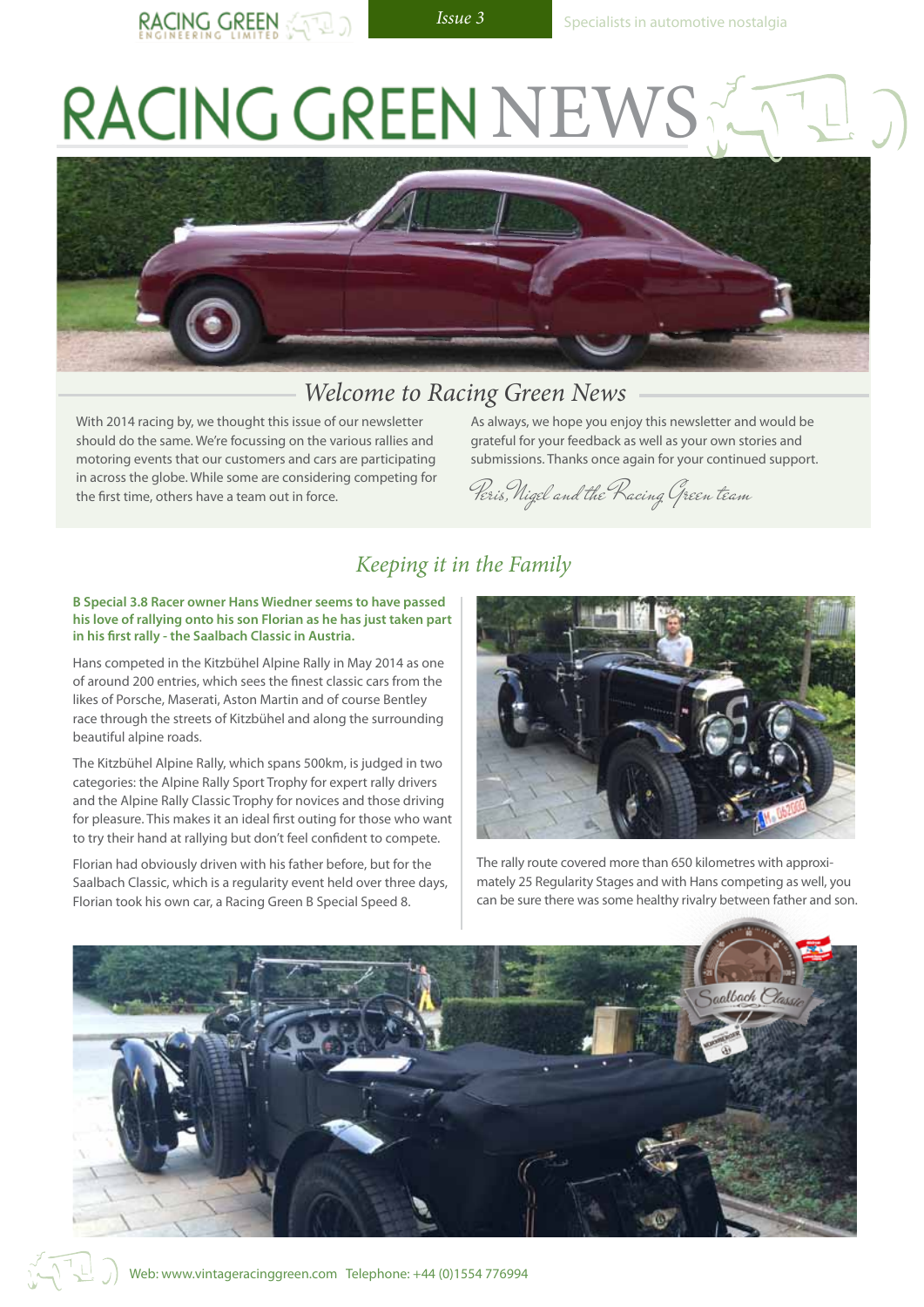# RACING GREEN NEWS

## Welcome to Racing Green News

With 2014 racing by, we thought this issue of our newsletter should do the same. We're focussing on the various rallies and motoring events that our customers and cars are participating in across the globe. While some are considering competing for the first time, others have a team out in force.

As always, we hope you enjoy this newsletter and would be grateful for your feedback as well as your own stories and submissions. Thanks once again for your continued support.

*Peris, Nigel and the Racing Green team*

## Keeping it in the Family

**B Special 3.8 Racer owner Hans Wiedner seems to have passed his love of rallying onto his son Florian as he has just taken part in his first rally - the Saalbach Classic in Austria.**

Hans competed in the Kitzbühel Alpine Rally in May 2014 as one of around 200 entries, which sees the finest classic cars from the likes of Porsche, Maserati, Aston Martin and of course Bentley race through the streets of Kitzbühel and along the surrounding beautiful alpine roads.

The Kitzbühel Alpine Rally, which spans 500km, is judged in two categories: the Alpine Rally Sport Trophy for expert rally drivers and the Alpine Rally Classic Trophy for novices and those driving for pleasure. This makes it an ideal first outing for those who want to try their hand at rallying but don't feel confident to compete.

Florian had obviously driven with his father before, but for the Saalbach Classic, which is a regularity event held over three days, Florian took his own car, a Racing Green B Special Speed 8.

The rally route covered more than 650 kilometres with approximately 25 Regularity Stages and with Hans competing as well, you can be sure there was some healthy rivalry between father and son.

Web: www.vintageracinggreen.com Telephone: +44 (0)1554 776994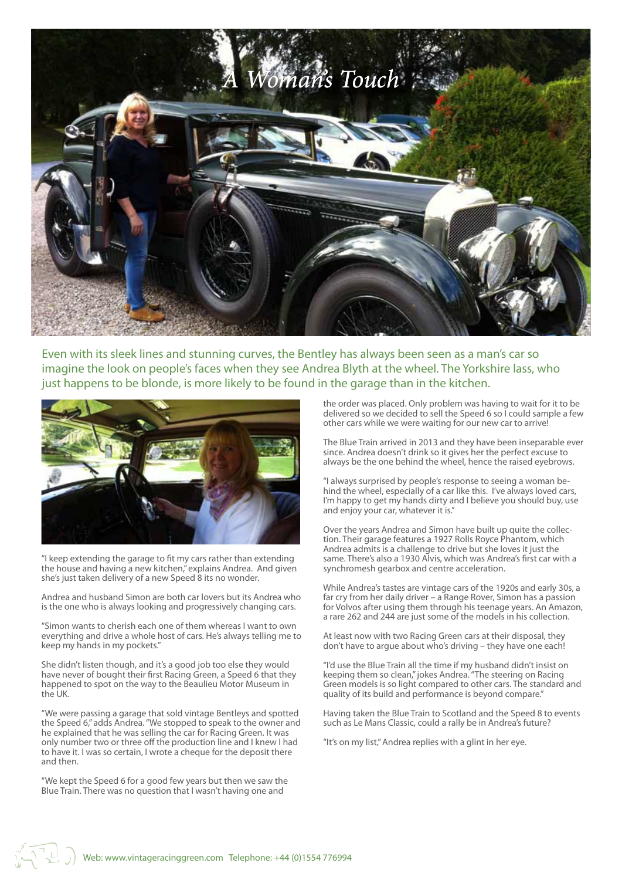# A Woman's Touch

Even with its sleek lines and stunning curves, the Bentley has always been seen as a man's car so imagine the look on people's faces when they see Andrea Blyth at the wheel. The Yorkshire lass, who just happens to be blonde, is more likely to be found in the garage than in the kitchen.

"I keep extending the garage to fit my cars rather than extending the house and having a new kitchen," explains Andrea. And given she's just taken delivery of a new Speed 8 its no wonder.

Andrea and husband Simon are both car lovers but its Andrea who is the one who is always looking and progressively changing cars.

"Simon wants to cherish each one of them whereas I want to own everything and drive a whole host of cars. He's always telling me to keep my hands in my pockets."

She didn't listen though, and it's a good job too else they would have never of bought their first Racing Green, a Speed 6 that they happened to spot on the way to the Beaulieu Motor Museum in the UK.

"We were passing a garage that sold vintage Bentleys and spotted the Speed 6," adds Andrea. "We stopped to speak to the owner and he explained that he was selling the car for Racing Green. It was only number two or three off the production line and I knew I had to have it. I was so certain, I wrote a cheque for the deposit there and then.

"We kept the Speed 6 for a good few years but then we saw the Blue Train. There was no question that I wasn't having one and the order was placed. Only problem was having to wait for it to be delivered so we decided to sell the Speed 6 so I could sample a few other cars while we were waiting for our new car to arrive!

The Blue Train arrived in 2013 and they have been inseparable ever since. Andrea doesn't drink so it gives her the perfect excuse to always be the one behind the wheel, hence the raised eyebrows.

"I always surprised by people's response to seeing a woman behind the wheel, especially of a car like this. I've always loved cars, I'm happy to get my hands dirty and I believe you should buy, use and enjoy your car, whatever it is."

Over the years Andrea and Simon have built up quite the collection. Their garage features a 1927 Rolls Royce Phantom, which Andrea admits is a challenge to drive but she loves it just the same. There's also a 1930 Alvis, which was Andrea's first car with a synchromesh gearbox and centre acceleration.

While Andrea's tastes are vintage cars of the 1920s and early 30s, a far cry from her daily driver – a Range Rover, Simon has a passion for Volvos after using them through his teenage years. An Amazon, a rare 262 and 244 are just some of the models in his collection.

At least now with two Racing Green cars at their disposal, they don't have to argue about who's driving – they have one each!

"I'd use the Blue Train all the time if my husband didn't insist on keeping them so clean," jokes Andrea. "The steering on Racing Green models is so light compared to other cars. The standard and quality of its build and performance is beyond compare."

Having taken the Blue Train to Scotland and the Speed 8 to events such as Le Mans Classic, could a rally be in Andrea's future?

"It's on my list," Andrea replies with a glint in her eye.

Web: www.vintageracinggreen.com Telephone: +44 (0)1554 776994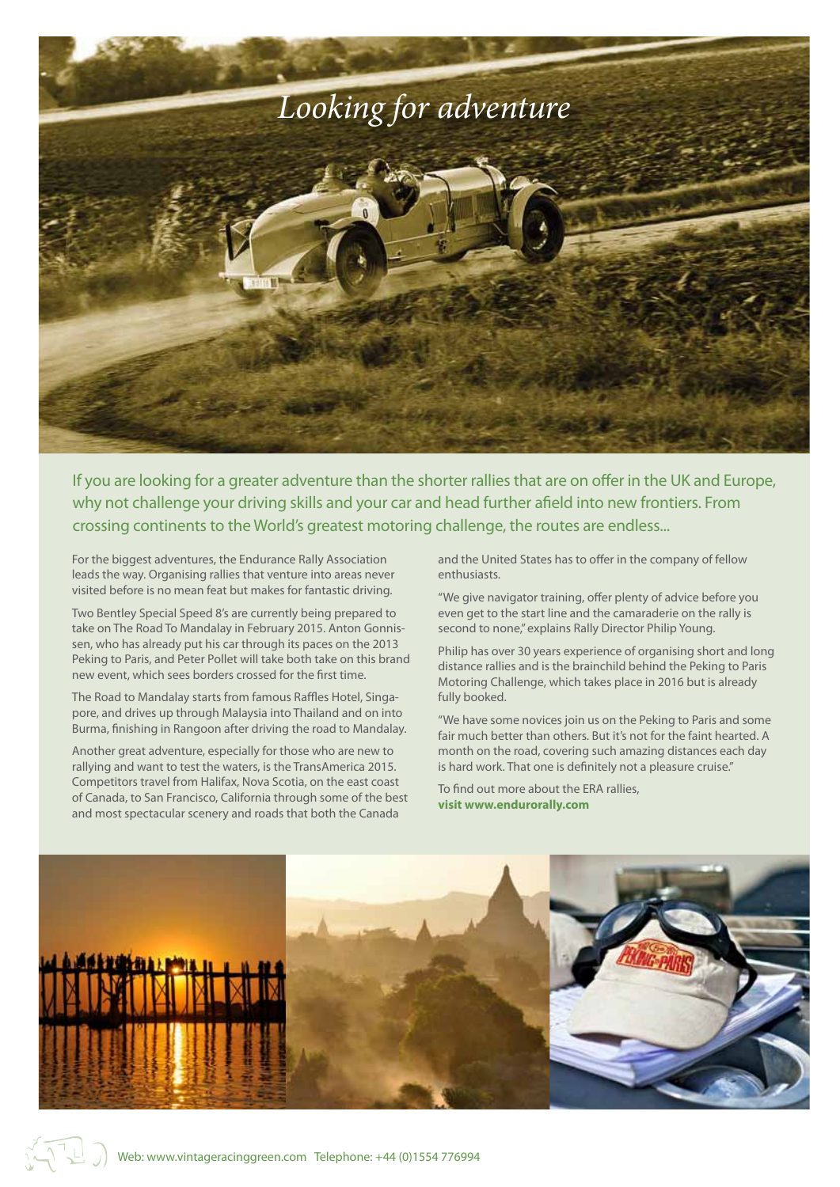# Looking for adventure

If you are looking for a greater adventure than the shorter rallies that are on offer in the UK and Europe, why not challenge your driving skills and your car and head further afield into new frontiers. From crossing continents to the World's greatest motoring challenge, the routes are endless...

For the biggest adventures, the Endurance Rally Association leads the way. Organising rallies that venture into areas never visited before is no mean feat but makes for fantastic driving.

Two Bentley Special Speed 8's are currently being prepared to take on The Road To Mandalay in February 2015. Anton Gonnissen, who has already put his car through its paces on the 2013 Peking to Paris, and Peter Pollet will take both take on this brand new event, which sees borders crossed for the first time.

The Road to Mandalay starts from famous Raffles Hotel, Singapore, and drives up through Malaysia into Thailand and on into Burma, finishing in Rangoon after driving the road to Mandalay.

Another great adventure, especially for those who are new to rallying and want to test the waters, is the TransAmerica 2015. Competitors travel from Halifax, Nova Scotia, on the east coast of Canada, to San Francisco, California through some of the best and most spectacular scenery and roads that both the Canada and the United States has to offer in the company of fellow enthusiasts.

"We give navigator training, offer plenty of advice before you even get to the start line and the camaraderie on the rally is second to none," explains Rally Director Philip Young.

Philip has over 30 years experience of organising short and long distance rallies and is the brainchild behind the Peking to Paris Motoring Challenge, which takes place in 2016 but is already fully booked.

"We have some novices join us on the Peking to Paris and some fair much better than others. But it's not for the faint hearted. A month on the road, covering such amazing distances each day is hard work. That one is definitely not a pleasure cruise."

To find out more about the ERA rallies,
**visit www.endurorally.com**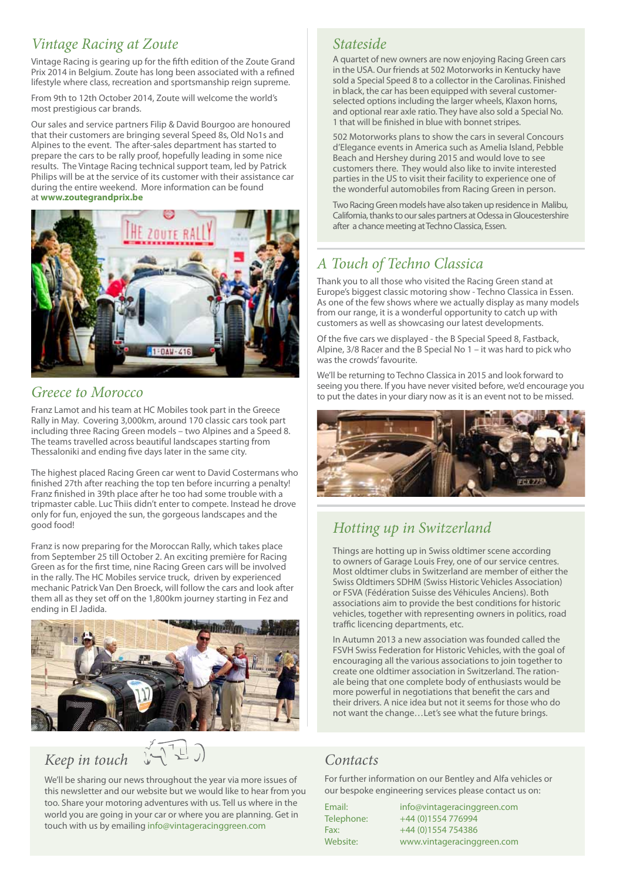## Vintage Racing at Zoute

Vintage Racing is gearing up for the fifth edition of the Zoute Grand Prix 2014 in Belgium. Zoute has long been associated with a refined lifestyle where class, recreation and sportsmanship reign supreme.

From 9th to 12th October 2014, Zoute will welcome the world's most prestigious car brands.

Our sales and service partners Filip & David Bourgoo are honoured that their customers are bringing several Speed 8s, Old No1s and Alpines to the event. The after-sales department has started to prepare the cars to be rally proof, hopefully leading in some nice results. The Vintage Racing technical support team, led by Patrick Philips will be at the service of its customer with their assistance car during the entire weekend. More information can be found at **www.zoutegrandprix.be**

## Greece to Morocco

Franz Lamot and his team at HC Mobiles took part in the Greece Rally in May. Covering 3,000km, around 170 classic cars took part including three Racing Green models – two Alpines and a Speed 8. The teams travelled across beautiful landscapes starting from Thessaloniki and ending five days later in the same city.

The highest placed Racing Green car went to David Costermans who finished 27th after reaching the top ten before incurring a penalty! Franz finished in 39th place after he too had some trouble with a tripmaster cable. Luc Thiis didn't enter to compete. Instead he drove only for fun, enjoyed the sun, the gorgeous landscapes and the good food!

Franz is now preparing for the Moroccan Rally, which takes place from September 25 till October 2. An exciting première for Racing Green as for the first time, nine Racing Green cars will be involved in the rally. The HC Mobiles service truck, driven by experienced mechanic Patrick Van Den Broeck, will follow the cars and look after them all as they set off on the 1,800km journey starting in Fez and ending in El Jadida.

## Stateside

A quartet of new owners are now enjoying Racing Green cars in the USA. Our friends at 502 Motorworks in Kentucky have sold a Special Speed 8 to a collector in the Carolinas. Finished in black, the car has been equipped with several customer-selected options including the larger wheels, Klaxon horns, and optional rear axle ratio. They have also sold a Special No. 1 that will be finished in blue with bonnet stripes.

502 Motorworks plans to show the cars in several Concours d'Elegance events in America such as Amelia Island, Pebble Beach and Hershey during 2015 and would love to see customers there. They would also like to invite interested parties in the US to visit their facility to experience one of the wonderful automobiles from Racing Green in person.

Two Racing Green models have also taken up residence in Malibu, California, thanks to our sales partners at Odessa in Gloucestershire after a chance meeting at Techno Classica, Essen.

## A Touch of Techno Classica

Thank you to all those who visited the Racing Green stand at Europe's biggest classic motoring show - Techno Classica in Essen. As one of the few shows where we actually display as many models from our range, it is a wonderful opportunity to catch up with customers as well as showcasing our latest developments.

Of the five cars we displayed - the B Special Speed 8, Fastback, Alpine, 3/8 Racer and the B Special No 1 – it was hard to pick who was the crowds' favourite.

We'll be returning to Techno Classica in 2015 and look forward to seeing you there. If you have never visited before, we'd encourage you to put the dates in your diary now as it is an event not to be missed.

## Hotting up in Switzerland

Things are hotting up in Swiss oldtimer scene according to owners of Garage Louis Frey, one of our service centres. Most oldtimer clubs in Switzerland are member of either the Swiss Oldtimers SDHM (Swiss Historic Vehicles Association) or FSVA (Fédération Suisse des Véhicules Anciens). Both associations aim to provide the best conditions for historic vehicles, together with representing owners in politics, road traffic licencing departments, etc.

In Autumn 2013 a new association was founded called the FSVH Swiss Federation for Historic Vehicles, with the goal of encouraging all the various associations to join together to create one oldtimer association in Switzerland. The rationale being that one complete body of enthusiasts would be more powerful in negotiations that benefit the cars and their drivers. A nice idea but not it seems for those who do not want the change…Let's see what the future brings.

## Keep in touch

We'll be sharing our news throughout the year via more issues of this newsletter and our website but we would like to hear from you too. Share your motoring adventures with us. Tell us where in the world you are going in your car or where you are planning. Get in touch with us by emailing info@vintageracinggreen.com

## Contacts

For further information on our Bentley and Alfa vehicles or our bespoke engineering services please contact us on:

| | |
|---|---|
| Email: | info@vintageracinggreen.com |
| Telephone: | +44 (0)1554 776994 |
| Fax: | +44 (0)1554 754386 |
| Website: | www.vintageracinggreen.com |